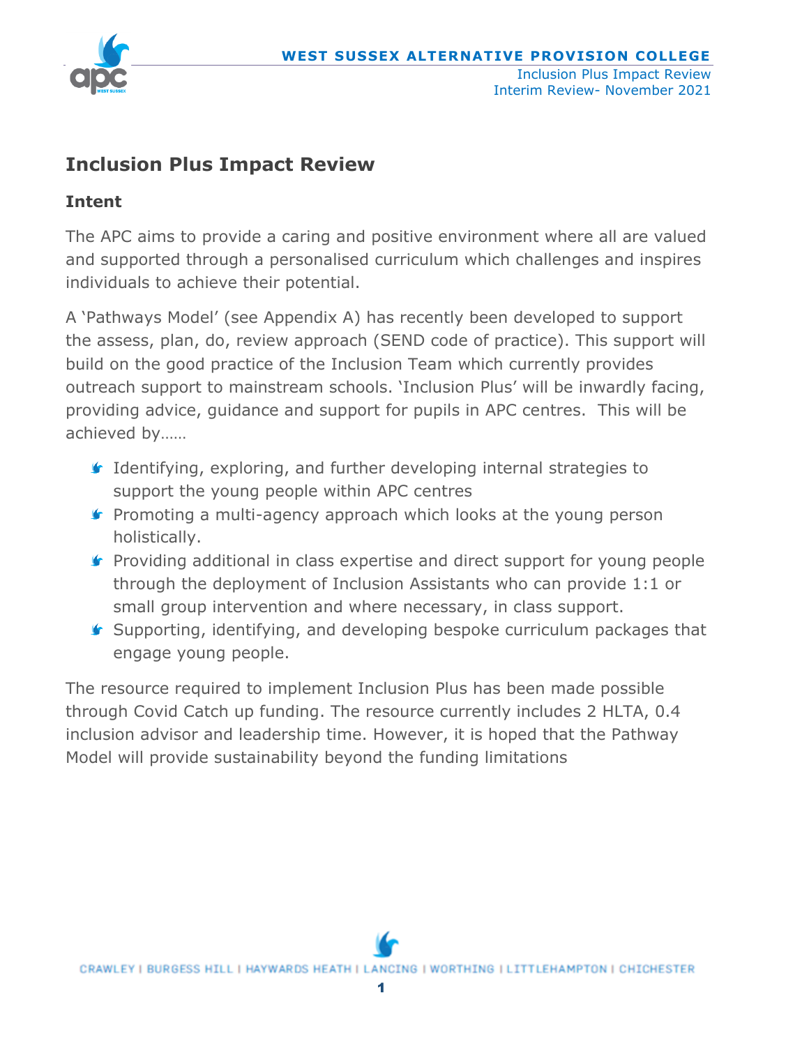# Inclusion Plus Impact Review

## Intent

The APC aims to provide a caring and positive environment where all are valued and supported through a personalised curriculum which challenges and inspires individuals to achieve their potential.

A 'Pathways Model' (see Appendix A) has recently been developed to support the assess, plan, do, review approach (SEND code of practice). This support will build on the good practice of the Inclusion Team which currently provides outreach support to mainstream schools. 'Inclusion Plus' will be inwardly facing, providing advice, guidance and support for pupils in APC centres. This will be achieved by……

- Identifying, exploring, and further developing internal strategies to support the young people within APC centres
- Promoting a multi-agency approach which looks at the young person holistically.
- Providing additional in class expertise and direct support for young people through the deployment of Inclusion Assistants who can provide 1:1 or small group intervention and where necessary, in class support.
- Supporting, identifying, and developing bespoke curriculum packages that engage young people.

The resource required to implement Inclusion Plus has been made possible through Covid Catch up funding. The resource currently includes 2 HLTA, 0.4 inclusion advisor and leadership time. However, it is hoped that the Pathway Model will provide sustainability beyond the funding limitations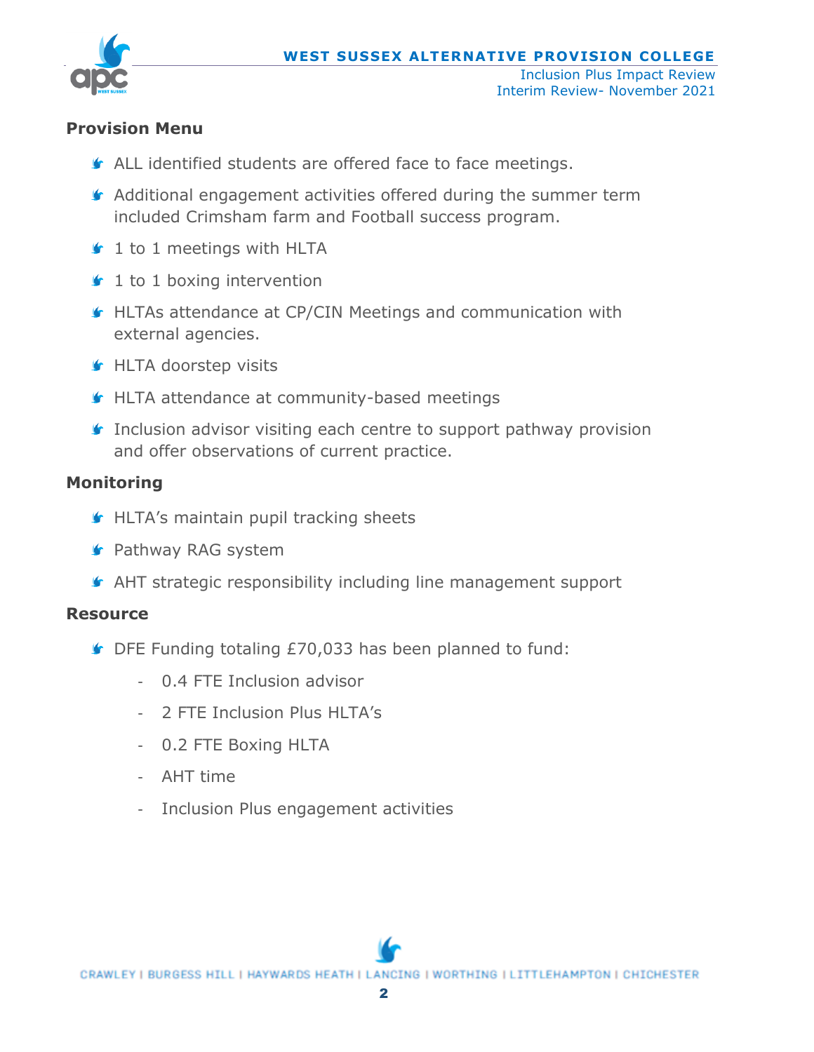## Provision Menu

- ALL identified students are offered face to face meetings.
- Additional engagement activities offered during the summer term included Crimsham farm and Football success program.
- 1 to 1 meetings with HLTA
- 1 to 1 boxing intervention
- HLTAs attendance at CP/CIN Meetings and communication with external agencies.
- HLTA doorstep visits
- HLTA attendance at community-based meetings
- Inclusion advisor visiting each centre to support pathway provision and offer observations of current practice.

## Monitoring

- HLTA's maintain pupil tracking sheets
- Pathway RAG system
- AHT strategic responsibility including line management support

## Resource

- DFE Funding totaling £70,033 has been planned to fund:
  - 0.4 FTE Inclusion advisor
  - 2 FTE Inclusion Plus HLTA's
  - 0.2 FTE Boxing HLTA
  - AHT time
  - Inclusion Plus engagement activities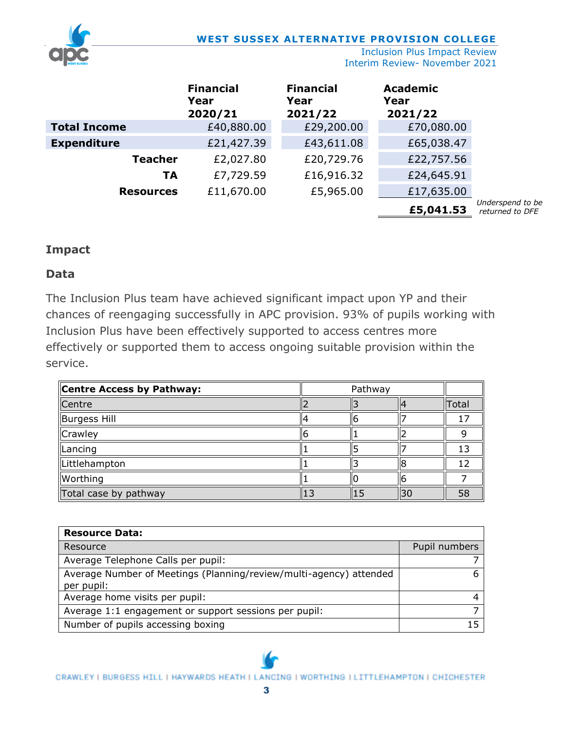| | Financial Year 2020/21 | Financial Year 2021/22 | Academic Year 2021/22 | |
|---|---|---|---|---|
| **Total Income** | £40,880.00 | £29,200.00 | £70,080.00 | |
| **Expenditure** | £21,427.39 | £43,611.08 | £65,038.47 | |
| **Teacher** | £2,027.80 | £20,729.76 | £22,757.56 | |
| **TA** | £7,729.59 | £16,916.32 | £24,645.91 | |
| **Resources** | £11,670.00 | £5,965.00 | £17,635.00 | |
| | | | **£5,041.53** | *Underspend to be returned to DFE* |

## Impact

### Data

The Inclusion Plus team have achieved significant impact upon YP and their chances of reengaging successfully in APC provision. 93% of pupils working with Inclusion Plus have been effectively supported to access centres more effectively or supported them to access ongoing suitable provision within the service.

| **Centre Access by Pathway:** | Pathway | | | |
|---|---|---|---|---|
| Centre | 2 | 3 | 4 | Total |
| Burgess Hill | 4 | 6 | 7 | 17 |
| Crawley | 6 | 1 | 2 | 9 |
| Lancing | 1 | 5 | 7 | 13 |
| Littlehampton | 1 | 3 | 8 | 12 |
| Worthing | 1 | 0 | 6 | 7 |
| Total case by pathway | 13 | 15 | 30 | 58 |

| **Resource Data:** | |
|---|---|
| Resource | Pupil numbers |
| Average Telephone Calls per pupil: | 7 |
| Average Number of Meetings (Planning/review/multi-agency) attended per pupil: | 6 |
| Average home visits per pupil: | 4 |
| Average 1:1 engagement or support sessions per pupil: | 7 |
| Number of pupils accessing boxing | 15 |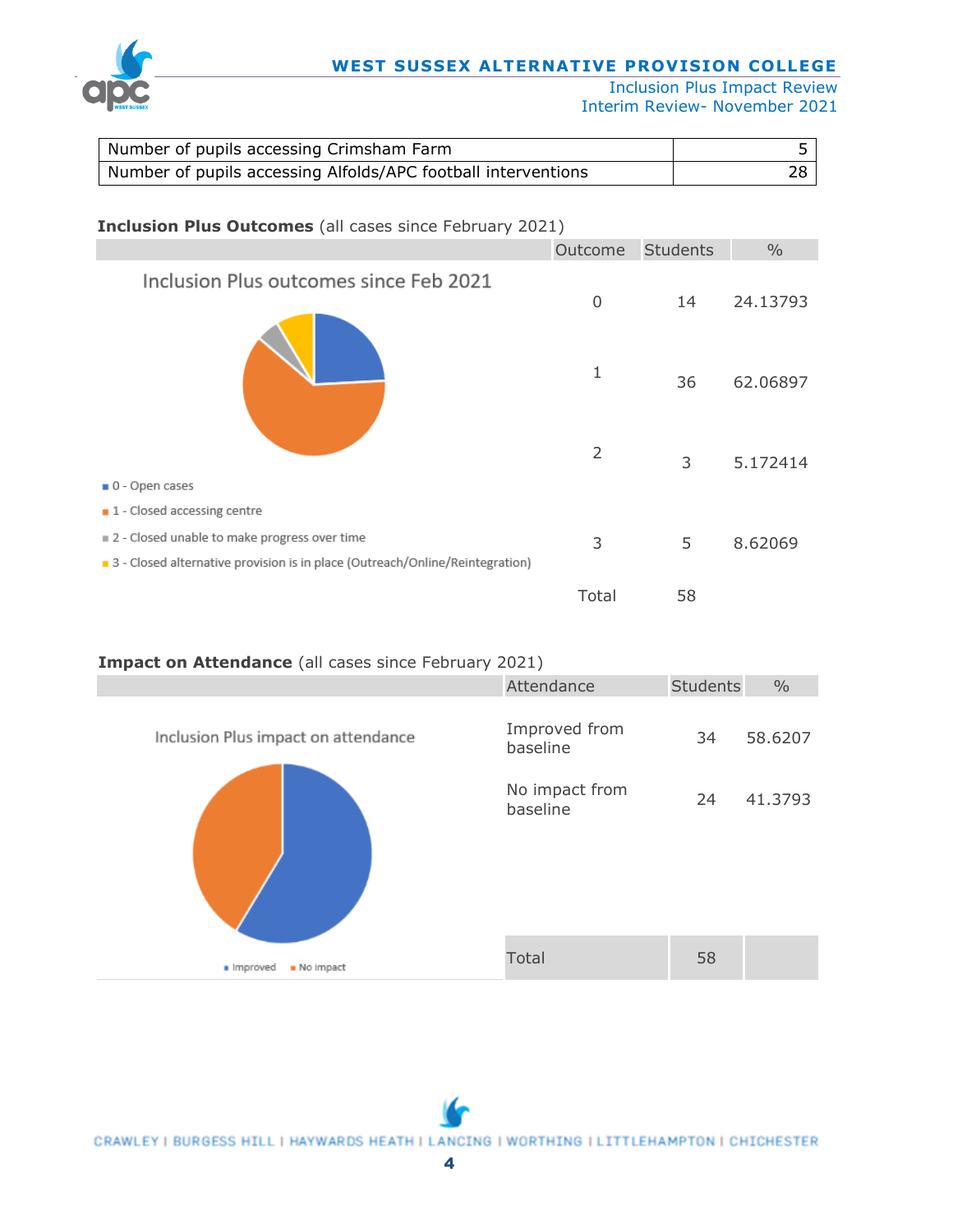| Number of pupils accessing Crimsham Farm | 5 |
| --- | --- |
| Number of pupils accessing Alfolds/APC football interventions | 28 |

**Inclusion Plus Outcomes** (all cases since February 2021)

Inclusion Plus outcomes since Feb 2021

- 0 - Open cases
- 1 - Closed accessing centre
- 2 - Closed unable to make progress over time
- 3 - Closed alternative provision is in place (Outreach/Online/Reintegration)

| Outcome | Students | % |
| --- | --- | --- |
| 0 | 14 | 24.13793 |
| 1 | 36 | 62.06897 |
| 2 | 3 | 5.172414 |
| 3 | 5 | 8.62069 |
| Total | 58 | |

**Impact on Attendance** (all cases since February 2021)

Inclusion Plus impact on attendance

- Improved
- No impact

| Attendance | Students | % |
| --- | --- | --- |
| Improved from baseline | 34 | 58.6207 |
| No impact from baseline | 24 | 41.3793 |
| Total | 58 | |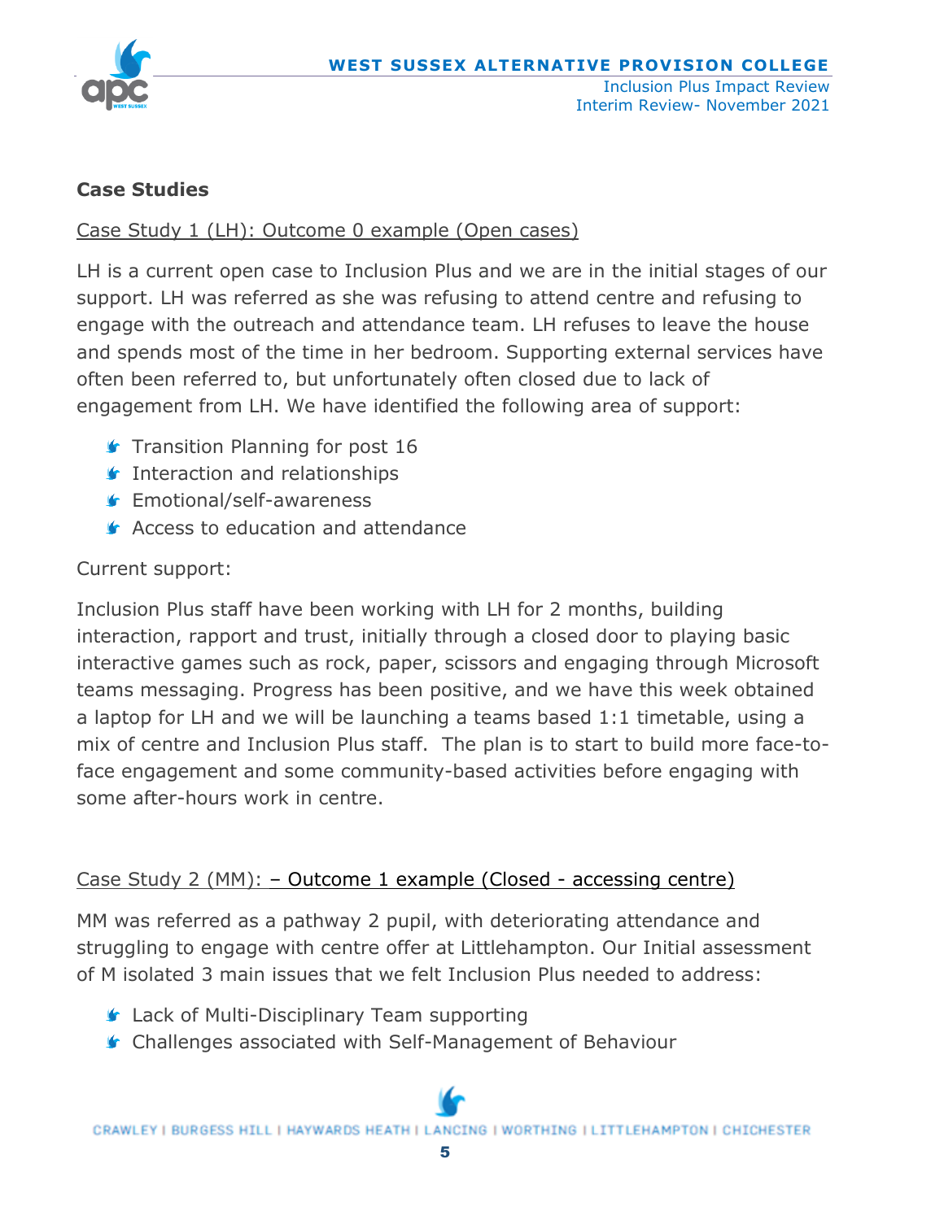**Case Studies**

Case Study 1 (LH): Outcome 0 example (Open cases)

LH is a current open case to Inclusion Plus and we are in the initial stages of our support. LH was referred as she was refusing to attend centre and refusing to engage with the outreach and attendance team. LH refuses to leave the house and spends most of the time in her bedroom. Supporting external services have often been referred to, but unfortunately often closed due to lack of engagement from LH. We have identified the following area of support:

- Transition Planning for post 16
- Interaction and relationships
- Emotional/self-awareness
- Access to education and attendance

Current support:

Inclusion Plus staff have been working with LH for 2 months, building interaction, rapport and trust, initially through a closed door to playing basic interactive games such as rock, paper, scissors and engaging through Microsoft teams messaging. Progress has been positive, and we have this week obtained a laptop for LH and we will be launching a teams based 1:1 timetable, using a mix of centre and Inclusion Plus staff. The plan is to start to build more face-to-face engagement and some community-based activities before engaging with some after-hours work in centre.

Case Study 2 (MM): – Outcome 1 example (Closed - accessing centre)

MM was referred as a pathway 2 pupil, with deteriorating attendance and struggling to engage with centre offer at Littlehampton. Our Initial assessment of M isolated 3 main issues that we felt Inclusion Plus needed to address:

- Lack of Multi-Disciplinary Team supporting
- Challenges associated with Self-Management of Behaviour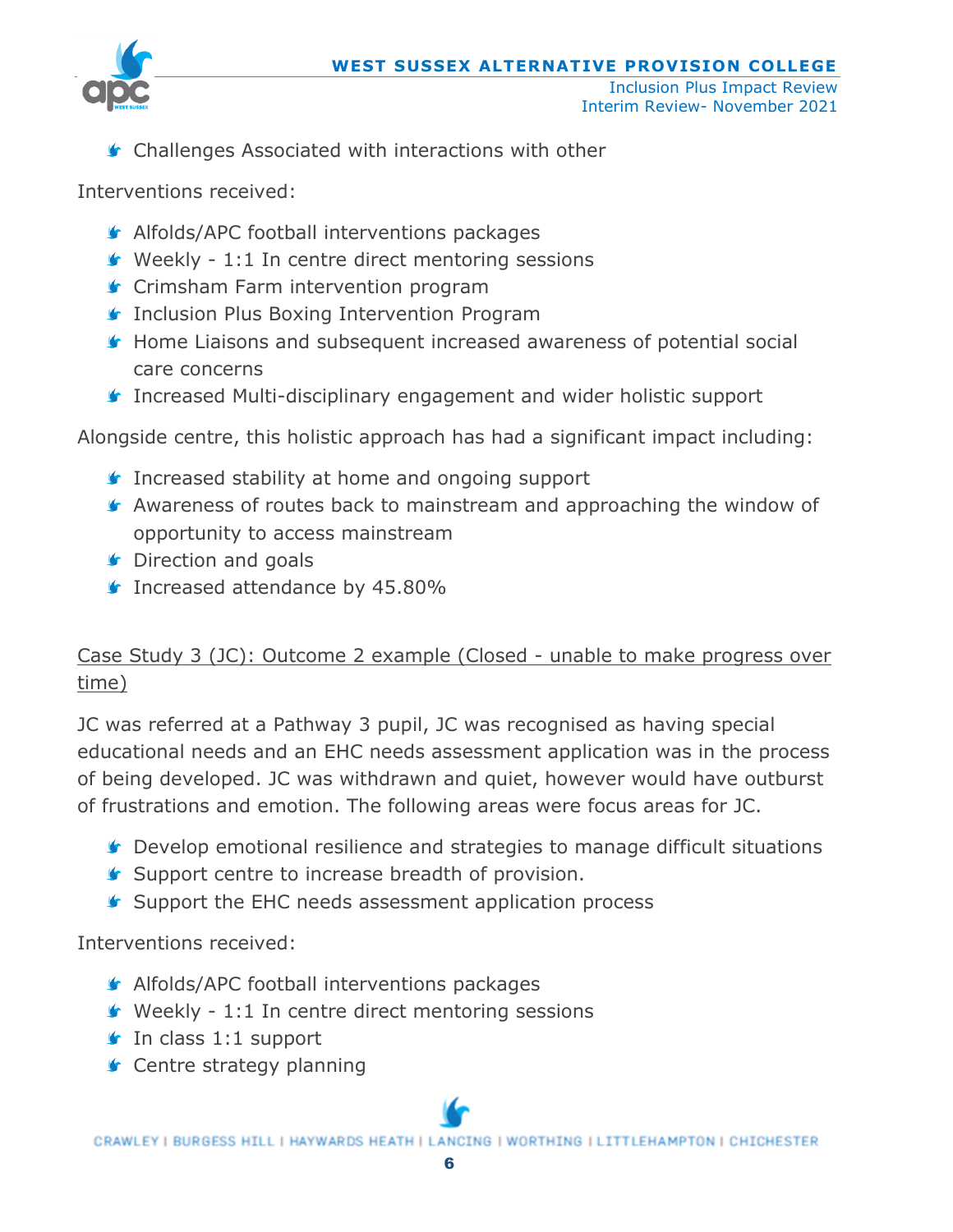- Challenges Associated with interactions with other

Interventions received:

- Alfolds/APC football interventions packages
- Weekly - 1:1 In centre direct mentoring sessions
- Crimsham Farm intervention program
- Inclusion Plus Boxing Intervention Program
- Home Liaisons and subsequent increased awareness of potential social care concerns
- Increased Multi-disciplinary engagement and wider holistic support

Alongside centre, this holistic approach has had a significant impact including:

- Increased stability at home and ongoing support
- Awareness of routes back to mainstream and approaching the window of opportunity to access mainstream
- Direction and goals
- Increased attendance by 45.80%

<u>Case Study 3 (JC): Outcome 2 example (Closed - unable to make progress over time)</u>

JC was referred at a Pathway 3 pupil, JC was recognised as having special educational needs and an EHC needs assessment application was in the process of being developed. JC was withdrawn and quiet, however would have outburst of frustrations and emotion. The following areas were focus areas for JC.

- Develop emotional resilience and strategies to manage difficult situations
- Support centre to increase breadth of provision.
- Support the EHC needs assessment application process

Interventions received:

- Alfolds/APC football interventions packages
- Weekly - 1:1 In centre direct mentoring sessions
- In class 1:1 support
- Centre strategy planning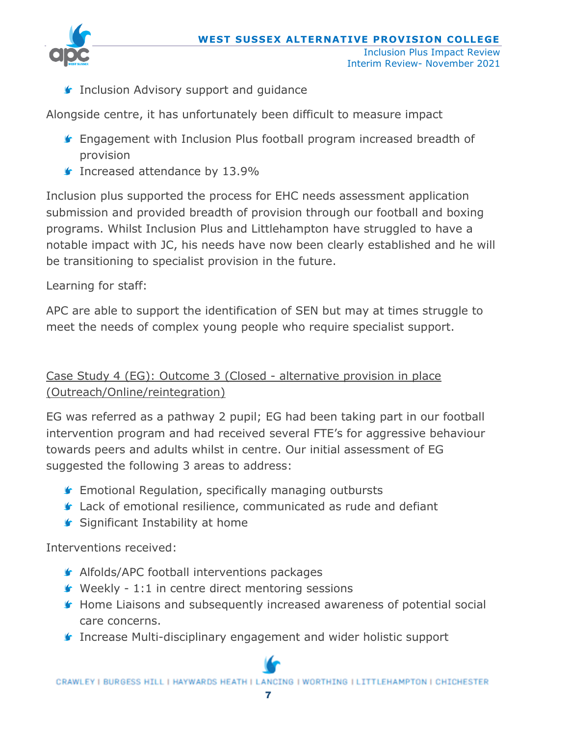- Inclusion Advisory support and guidance

Alongside centre, it has unfortunately been difficult to measure impact

- Engagement with Inclusion Plus football program increased breadth of provision
- Increased attendance by 13.9%

Inclusion plus supported the process for EHC needs assessment application submission and provided breadth of provision through our football and boxing programs. Whilst Inclusion Plus and Littlehampton have struggled to have a notable impact with JC, his needs have now been clearly established and he will be transitioning to specialist provision in the future.

Learning for staff:

APC are able to support the identification of SEN but may at times struggle to meet the needs of complex young people who require specialist support.

<u>Case Study 4 (EG): Outcome 3 (Closed - alternative provision in place (Outreach/Online/reintegration)</u>

EG was referred as a pathway 2 pupil; EG had been taking part in our football intervention program and had received several FTE's for aggressive behaviour towards peers and adults whilst in centre. Our initial assessment of EG suggested the following 3 areas to address:

- Emotional Regulation, specifically managing outbursts
- Lack of emotional resilience, communicated as rude and defiant
- Significant Instability at home

Interventions received:

- Alfolds/APC football interventions packages
- Weekly - 1:1 in centre direct mentoring sessions
- Home Liaisons and subsequently increased awareness of potential social care concerns.
- Increase Multi-disciplinary engagement and wider holistic support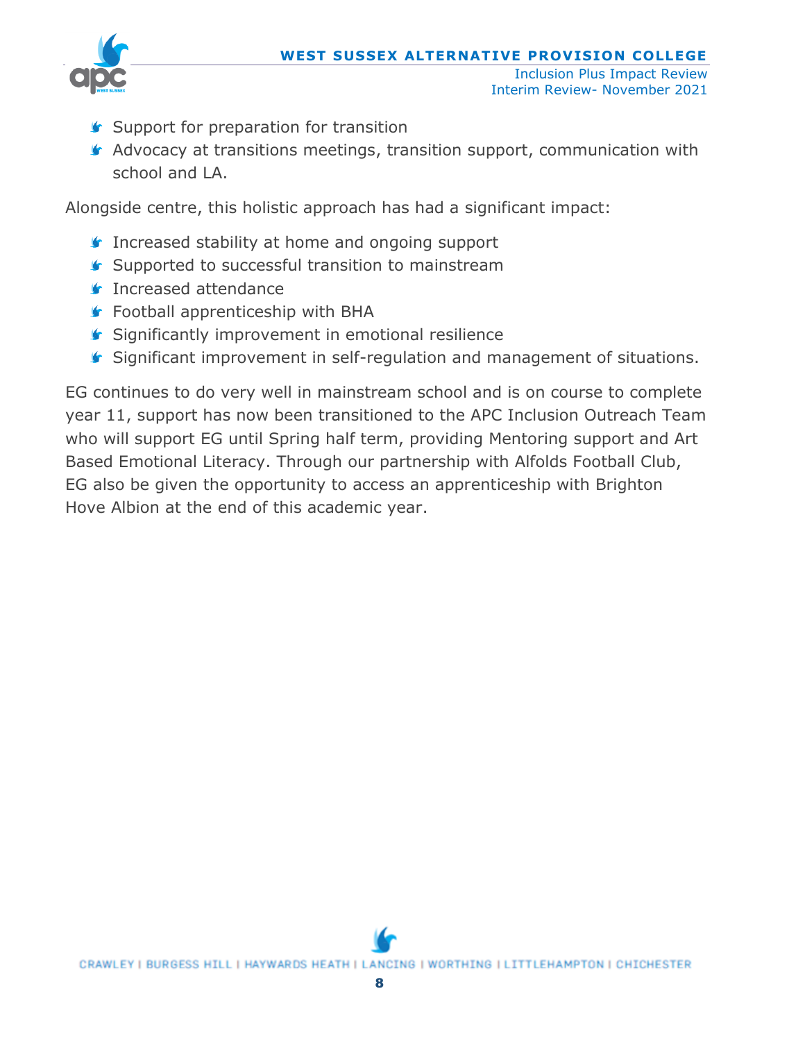- Support for preparation for transition
- Advocacy at transitions meetings, transition support, communication with school and LA.

Alongside centre, this holistic approach has had a significant impact:

- Increased stability at home and ongoing support
- Supported to successful transition to mainstream
- Increased attendance
- Football apprenticeship with BHA
- Significantly improvement in emotional resilience
- Significant improvement in self-regulation and management of situations.

EG continues to do very well in mainstream school and is on course to complete year 11, support has now been transitioned to the APC Inclusion Outreach Team who will support EG until Spring half term, providing Mentoring support and Art Based Emotional Literacy. Through our partnership with Alfolds Football Club, EG also be given the opportunity to access an apprenticeship with Brighton Hove Albion at the end of this academic year.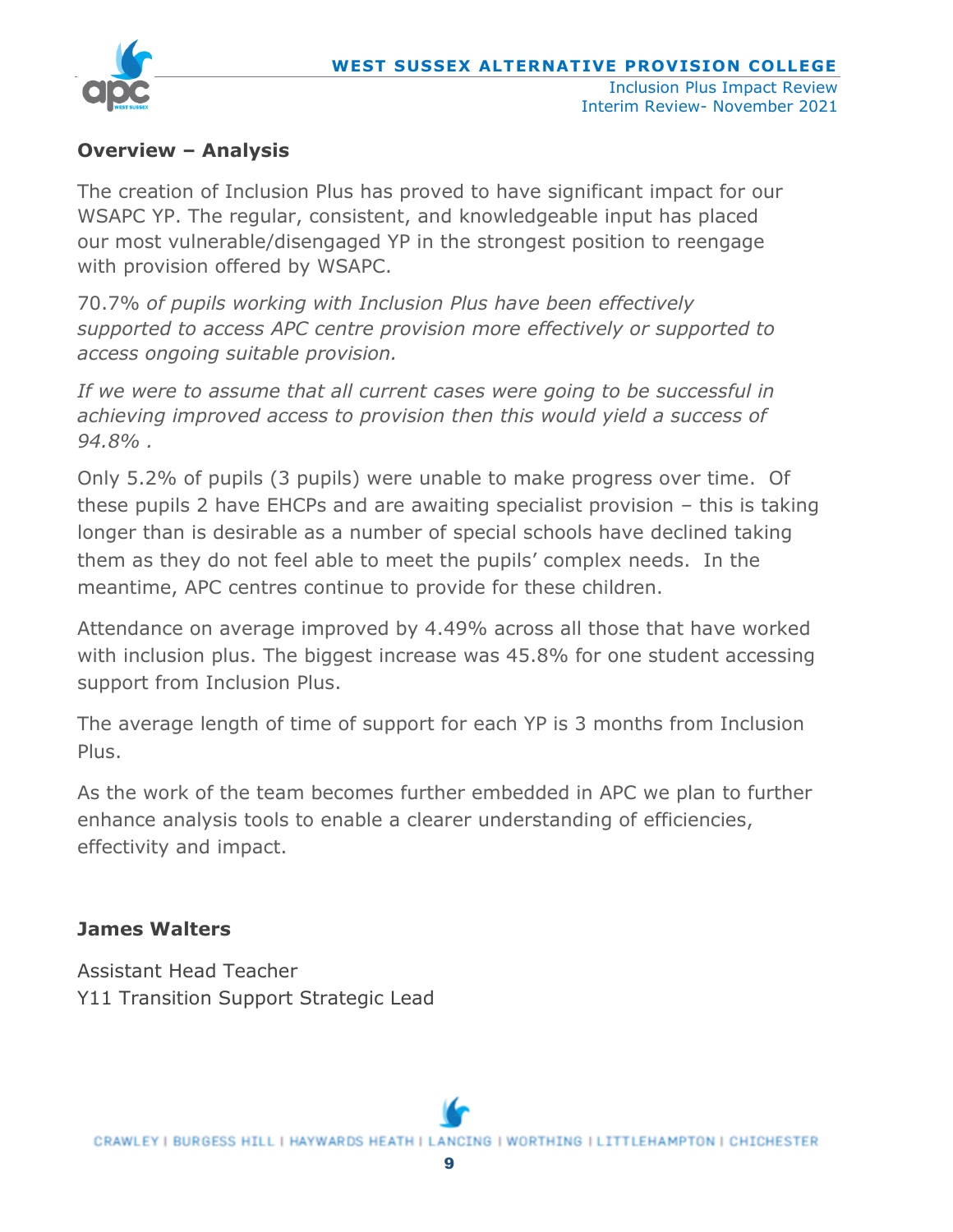## Overview – Analysis

The creation of Inclusion Plus has proved to have significant impact for our WSAPC YP. The regular, consistent, and knowledgeable input has placed our most vulnerable/disengaged YP in the strongest position to reengage with provision offered by WSAPC.

70.7% *of pupils working with Inclusion Plus have been effectively supported to access APC centre provision more effectively or supported to access ongoing suitable provision.*

*If we were to assume that all current cases were going to be successful in achieving improved access to provision then this would yield a success of 94.8% .*

Only 5.2% of pupils (3 pupils) were unable to make progress over time. Of these pupils 2 have EHCPs and are awaiting specialist provision – this is taking longer than is desirable as a number of special schools have declined taking them as they do not feel able to meet the pupils' complex needs. In the meantime, APC centres continue to provide for these children.

Attendance on average improved by 4.49% across all those that have worked with inclusion plus. The biggest increase was 45.8% for one student accessing support from Inclusion Plus.

The average length of time of support for each YP is 3 months from Inclusion Plus.

As the work of the team becomes further embedded in APC we plan to further enhance analysis tools to enable a clearer understanding of efficiencies, effectivity and impact.

**James Walters**

Assistant Head Teacher
Y11 Transition Support Strategic Lead